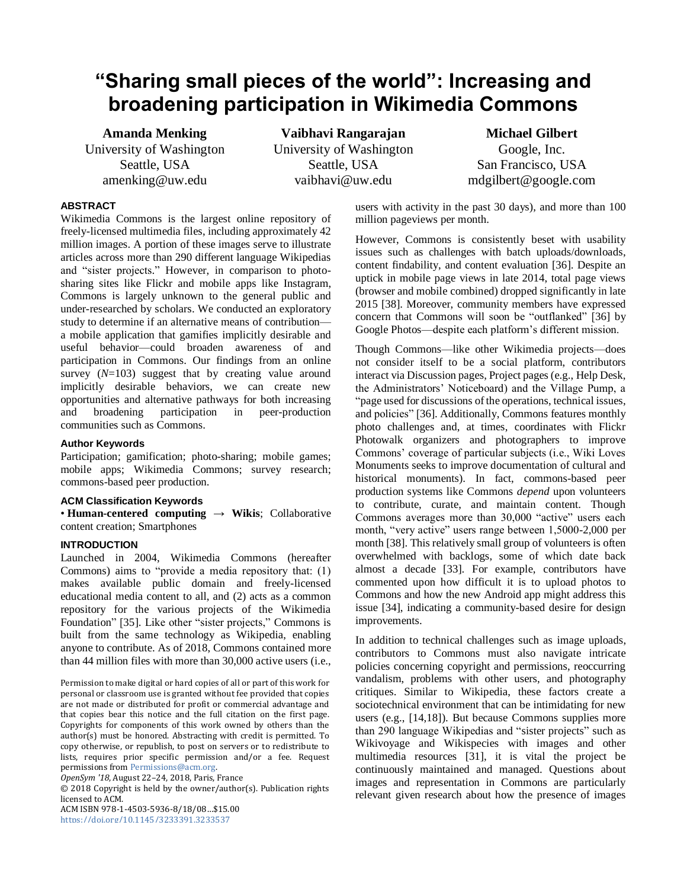# "Sharing small pieces of the world": Increasing and broadening participation in Wikimedia Commons

**Amanda Menking**
University of Washington
Seattle, USA
amenking@uw.edu

**Vaibhavi Rangarajan**
University of Washington
Seattle, USA
vaibhavi@uw.edu

**Michael Gilbert**
Google, Inc.
San Francisco, USA
mdgilbert@google.com

### ABSTRACT

Wikimedia Commons is the largest online repository of freely-licensed multimedia files, including approximately 42 million images. A portion of these images serve to illustrate articles across more than 290 different language Wikipedias and "sister projects." However, in comparison to photo-sharing sites like Flickr and mobile apps like Instagram, Commons is largely unknown to the general public and under-researched by scholars. We conducted an exploratory study to determine if an alternative means of contribution—a mobile application that gamifies implicitly desirable and useful behavior—could broaden awareness of and participation in Commons. Our findings from an online survey ($N$=103) suggest that by creating value around implicitly desirable behaviors, we can create new opportunities and alternative pathways for both increasing and broadening participation in peer-production communities such as Commons.

### Author Keywords

Participation; gamification; photo-sharing; mobile games; mobile apps; Wikimedia Commons; survey research; commons-based peer production.

### ACM Classification Keywords

• **Human-centered computing → Wikis**; Collaborative content creation; Smartphones

### INTRODUCTION

Launched in 2004, Wikimedia Commons (hereafter Commons) aims to "provide a media repository that: (1) makes available public domain and freely-licensed educational media content to all, and (2) acts as a common repository for the various projects of the Wikimedia Foundation" [35]. Like other "sister projects," Commons is built from the same technology as Wikipedia, enabling anyone to contribute. As of 2018, Commons contained more than 44 million files with more than 30,000 active users (i.e., users with activity in the past 30 days), and more than 100 million pageviews per month.

However, Commons is consistently beset with usability issues such as challenges with batch uploads/downloads, content findability, and content evaluation [36]. Despite an uptick in mobile page views in late 2014, total page views (browser and mobile combined) dropped significantly in late 2015 [38]. Moreover, community members have expressed concern that Commons will soon be "outflanked" [36] by Google Photos—despite each platform's different mission.

Though Commons—like other Wikimedia projects—does not consider itself to be a social platform, contributors interact via Discussion pages, Project pages (e.g., Help Desk, the Administrators' Noticeboard) and the Village Pump, a "page used for discussions of the operations, technical issues, and policies" [36]. Additionally, Commons features monthly photo challenges and, at times, coordinates with Flickr Photowalk organizers and photographers to improve Commons' coverage of particular subjects (i.e., Wiki Loves Monuments seeks to improve documentation of cultural and historical monuments). In fact, commons-based peer production systems like Commons *depend* upon volunteers to contribute, curate, and maintain content. Though Commons averages more than 30,000 "active" users each month, "very active" users range between 1,5000-2,000 per month [38]. This relatively small group of volunteers is often overwhelmed with backlogs, some of which date back almost a decade [33]. For example, contributors have commented upon how difficult it is to upload photos to Commons and how the new Android app might address this issue [34], indicating a community-based desire for design improvements.

In addition to technical challenges such as image uploads, contributors to Commons must also navigate intricate policies concerning copyright and permissions, reoccurring vandalism, problems with other users, and photography critiques. Similar to Wikipedia, these factors create a sociotechnical environment that can be intimidating for new users (e.g., [14,18]). But because Commons supplies more than 290 language Wikipedias and "sister projects" such as Wikivoyage and Wikispecies with images and other multimedia resources [31], it is vital the project be continuously maintained and managed. Questions about images and representation in Commons are particularly relevant given research about how the presence of images

Permission to make digital or hard copies of all or part of this work for personal or classroom use is granted without fee provided that copies are not made or distributed for profit or commercial advantage and that copies bear this notice and the full citation on the first page. Copyrights for components of this work owned by others than the author(s) must be honored. Abstracting with credit is permitted. To copy otherwise, or republish, to post on servers or to redistribute to lists, requires prior specific permission and/or a fee. Request permissions from Permissions@acm.org.
*OpenSym '18*, August 22–24, 2018, Paris, France
© 2018 Copyright is held by the owner/author(s). Publication rights licensed to ACM.
ACM ISBN 978-1-4503-5936-8/18/08…$15.00
https://doi.org/10.1145/3233391.3233537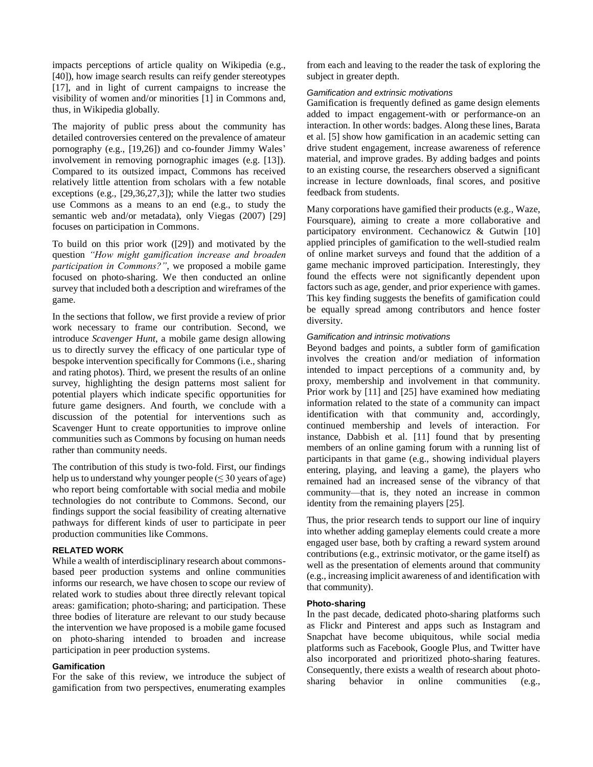impacts perceptions of article quality on Wikipedia (e.g., [40]), how image search results can reify gender stereotypes [17], and in light of current campaigns to increase the visibility of women and/or minorities [1] in Commons and, thus, in Wikipedia globally.

The majority of public press about the community has detailed controversies centered on the prevalence of amateur pornography (e.g., [19,26]) and co-founder Jimmy Wales' involvement in removing pornographic images (e.g. [13]). Compared to its outsized impact, Commons has received relatively little attention from scholars with a few notable exceptions (e.g., [29,36,27,3]); while the latter two studies use Commons as a means to an end (e.g., to study the semantic web and/or metadata), only Viegas (2007) [29] focuses on participation in Commons.

To build on this prior work ([29]) and motivated by the question *"How might gamification increase and broaden participation in Commons?"*, we proposed a mobile game focused on photo-sharing. We then conducted an online survey that included both a description and wireframes of the game.

In the sections that follow, we first provide a review of prior work necessary to frame our contribution. Second, we introduce *Scavenger Hunt*, a mobile game design allowing us to directly survey the efficacy of one particular type of bespoke intervention specifically for Commons (i.e., sharing and rating photos). Third, we present the results of an online survey, highlighting the design patterns most salient for potential players which indicate specific opportunities for future game designers. And fourth, we conclude with a discussion of the potential for interventions such as Scavenger Hunt to create opportunities to improve online communities such as Commons by focusing on human needs rather than community needs.

The contribution of this study is two-fold. First, our findings help us to understand why younger people ($\leq 30$ years of age) who report being comfortable with social media and mobile technologies do not contribute to Commons. Second, our findings support the social feasibility of creating alternative pathways for different kinds of user to participate in peer production communities like Commons.

## RELATED WORK

While a wealth of interdisciplinary research about commons-based peer production systems and online communities informs our research, we have chosen to scope our review of related work to studies about three directly relevant topical areas: gamification; photo-sharing; and participation. These three bodies of literature are relevant to our study because the intervention we have proposed is a mobile game focused on photo-sharing intended to broaden and increase participation in peer production systems.

### Gamification

For the sake of this review, we introduce the subject of gamification from two perspectives, enumerating examples from each and leaving to the reader the task of exploring the subject in greater depth.

#### *Gamification and extrinsic motivations*

Gamification is frequently defined as game design elements added to impact engagement-with or performance-on an interaction. In other words: badges. Along these lines, Barata et al. [5] show how gamification in an academic setting can drive student engagement, increase awareness of reference material, and improve grades. By adding badges and points to an existing course, the researchers observed a significant increase in lecture downloads, final scores, and positive feedback from students.

Many corporations have gamified their products (e.g., Waze, Foursquare), aiming to create a more collaborative and participatory environment. Cechanowicz & Gutwin [10] applied principles of gamification to the well-studied realm of online market surveys and found that the addition of a game mechanic improved participation. Interestingly, they found the effects were not significantly dependent upon factors such as age, gender, and prior experience with games. This key finding suggests the benefits of gamification could be equally spread among contributors and hence foster diversity.

#### *Gamification and intrinsic motivations*

Beyond badges and points, a subtler form of gamification involves the creation and/or mediation of information intended to impact perceptions of a community and, by proxy, membership and involvement in that community. Prior work by [11] and [25] have examined how mediating information related to the state of a community can impact identification with that community and, accordingly, continued membership and levels of interaction. For instance, Dabbish et al. [11] found that by presenting members of an online gaming forum with a running list of participants in that game (e.g., showing individual players entering, playing, and leaving a game), the players who remained had an increased sense of the vibrancy of that community—that is, they noted an increase in common identity from the remaining players [25].

Thus, the prior research tends to support our line of inquiry into whether adding gameplay elements could create a more engaged user base, both by crafting a reward system around contributions (e.g., extrinsic motivator, or the game itself) as well as the presentation of elements around that community (e.g., increasing implicit awareness of and identification with that community).

### Photo-sharing

In the past decade, dedicated photo-sharing platforms such as Flickr and Pinterest and apps such as Instagram and Snapchat have become ubiquitous, while social media platforms such as Facebook, Google Plus, and Twitter have also incorporated and prioritized photo-sharing features. Consequently, there exists a wealth of research about photo-sharing behavior in online communities (e.g.,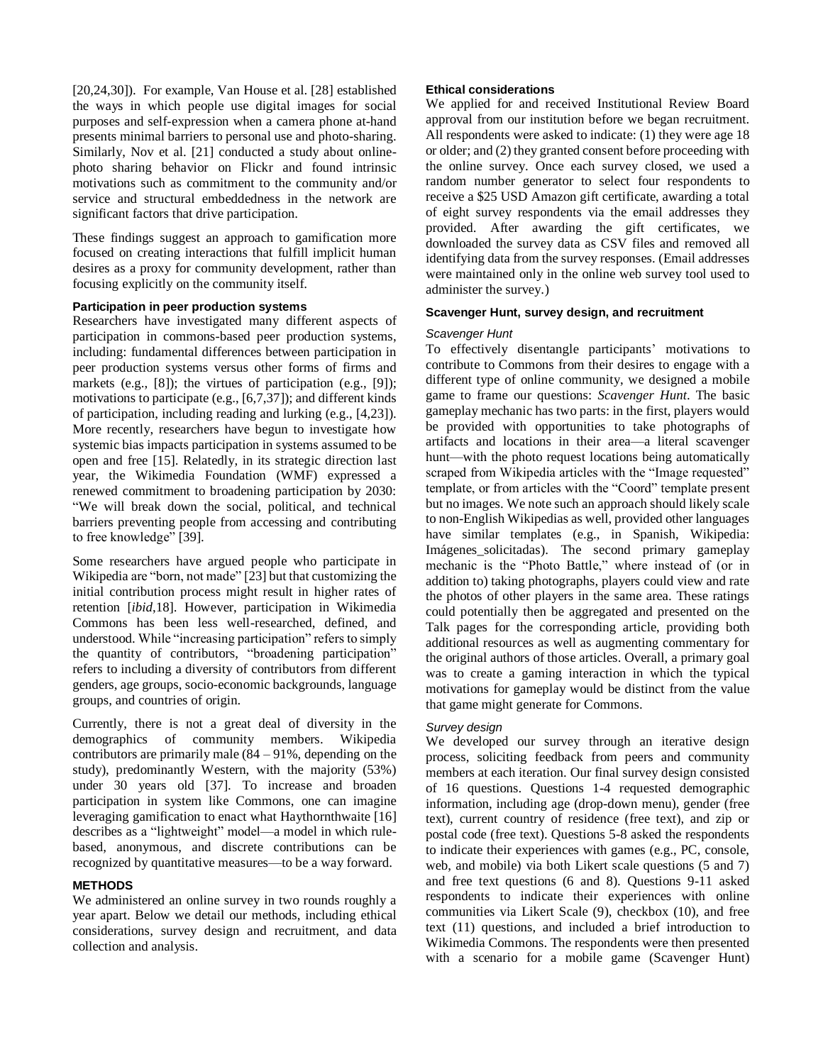[20,24,30]). For example, Van House et al. [28] established the ways in which people use digital images for social purposes and self-expression when a camera phone at-hand presents minimal barriers to personal use and photo-sharing. Similarly, Nov et al. [21] conducted a study about online-photo sharing behavior on Flickr and found intrinsic motivations such as commitment to the community and/or service and structural embeddedness in the network are significant factors that drive participation.

These findings suggest an approach to gamification more focused on creating interactions that fulfill implicit human desires as a proxy for community development, rather than focusing explicitly on the community itself.

### Participation in peer production systems

Researchers have investigated many different aspects of participation in commons-based peer production systems, including: fundamental differences between participation in peer production systems versus other forms of firms and markets (e.g., [8]); the virtues of participation (e.g., [9]); motivations to participate (e.g., [6,7,37]); and different kinds of participation, including reading and lurking (e.g., [4,23]). More recently, researchers have begun to investigate how systemic bias impacts participation in systems assumed to be open and free [15]. Relatedly, in its strategic direction last year, the Wikimedia Foundation (WMF) expressed a renewed commitment to broadening participation by 2030: "We will break down the social, political, and technical barriers preventing people from accessing and contributing to free knowledge" [39].

Some researchers have argued people who participate in Wikipedia are "born, not made" [23] but that customizing the initial contribution process might result in higher rates of retention [*ibid*,18]. However, participation in Wikimedia Commons has been less well-researched, defined, and understood. While "increasing participation" refers to simply the quantity of contributors, "broadening participation" refers to including a diversity of contributors from different genders, age groups, socio-economic backgrounds, language groups, and countries of origin.

Currently, there is not a great deal of diversity in the demographics of community members. Wikipedia contributors are primarily male (84 – 91%, depending on the study), predominantly Western, with the majority (53%) under 30 years old [37]. To increase and broaden participation in system like Commons, one can imagine leveraging gamification to enact what Haythornthwaite [16] describes as a "lightweight" model—a model in which rule-based, anonymous, and discrete contributions can be recognized by quantitative measures—to be a way forward.

## METHODS

We administered an online survey in two rounds roughly a year apart. Below we detail our methods, including ethical considerations, survey design and recruitment, and data collection and analysis.

### Ethical considerations

We applied for and received Institutional Review Board approval from our institution before we began recruitment. All respondents were asked to indicate: (1) they were age 18 or older; and (2) they granted consent before proceeding with the online survey. Once each survey closed, we used a random number generator to select four respondents to receive a $25 USD Amazon gift certificate, awarding a total of eight survey respondents via the email addresses they provided. After awarding the gift certificates, we downloaded the survey data as CSV files and removed all identifying data from the survey responses. (Email addresses were maintained only in the online web survey tool used to administer the survey.)

### Scavenger Hunt, survey design, and recruitment

#### *Scavenger Hunt*

To effectively disentangle participants' motivations to contribute to Commons from their desires to engage with a different type of online community, we designed a mobile game to frame our questions: *Scavenger Hunt*. The basic gameplay mechanic has two parts: in the first, players would be provided with opportunities to take photographs of artifacts and locations in their area—a literal scavenger hunt—with the photo request locations being automatically scraped from Wikipedia articles with the "Image requested" template, or from articles with the "Coord" template present but no images. We note such an approach should likely scale to non-English Wikipedias as well, provided other languages have similar templates (e.g., in Spanish, Wikipedia: Imágenes_solicitadas). The second primary gameplay mechanic is the "Photo Battle," where instead of (or in addition to) taking photographs, players could view and rate the photos of other players in the same area. These ratings could potentially then be aggregated and presented on the Talk pages for the corresponding article, providing both additional resources as well as augmenting commentary for the original authors of those articles. Overall, a primary goal was to create a gaming interaction in which the typical motivations for gameplay would be distinct from the value that game might generate for Commons.

#### *Survey design*

We developed our survey through an iterative design process, soliciting feedback from peers and community members at each iteration. Our final survey design consisted of 16 questions. Questions 1-4 requested demographic information, including age (drop-down menu), gender (free text), current country of residence (free text), and zip or postal code (free text). Questions 5-8 asked the respondents to indicate their experiences with games (e.g., PC, console, web, and mobile) via both Likert scale questions (5 and 7) and free text questions (6 and 8). Questions 9-11 asked respondents to indicate their experiences with online communities via Likert Scale (9), checkbox (10), and free text (11) questions, and included a brief introduction to Wikimedia Commons. The respondents were then presented with a scenario for a mobile game (Scavenger Hunt)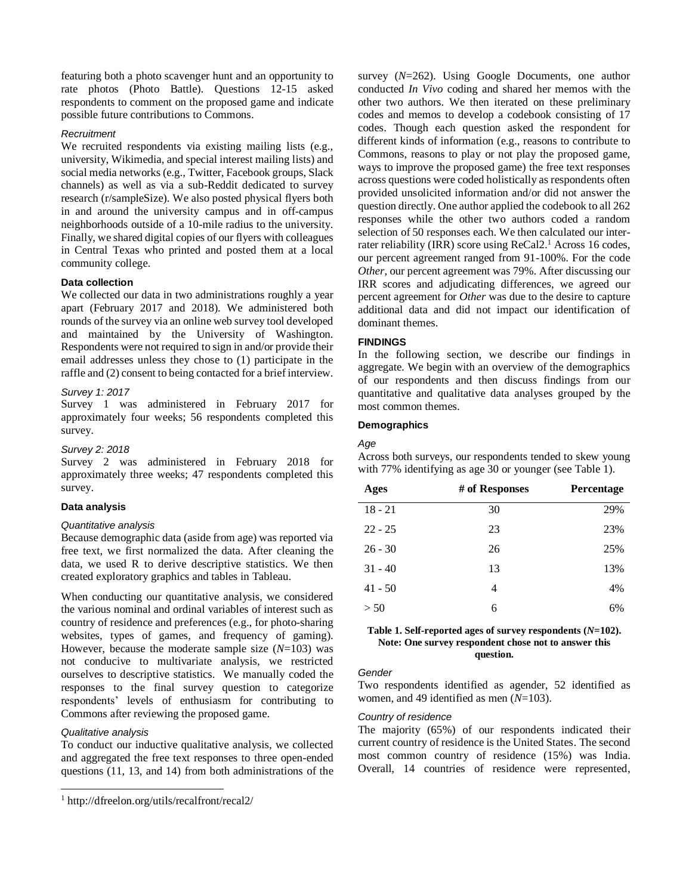featuring both a photo scavenger hunt and an opportunity to rate photos (Photo Battle). Questions 12-15 asked respondents to comment on the proposed game and indicate possible future contributions to Commons.

#### *Recruitment*

We recruited respondents via existing mailing lists (e.g., university, Wikimedia, and special interest mailing lists) and social media networks (e.g., Twitter, Facebook groups, Slack channels) as well as via a sub-Reddit dedicated to survey research (r/sampleSize). We also posted physical flyers both in and around the university campus and in off-campus neighborhoods outside of a 10-mile radius to the university. Finally, we shared digital copies of our flyers with colleagues in Central Texas who printed and posted them at a local community college.

### Data collection

We collected our data in two administrations roughly a year apart (February 2017 and 2018). We administered both rounds of the survey via an online web survey tool developed and maintained by the University of Washington. Respondents were not required to sign in and/or provide their email addresses unless they chose to (1) participate in the raffle and (2) consent to being contacted for a brief interview.

#### *Survey 1: 2017*

Survey 1 was administered in February 2017 for approximately four weeks; 56 respondents completed this survey.

#### *Survey 2: 2018*

Survey 2 was administered in February 2018 for approximately three weeks; 47 respondents completed this survey.

### Data analysis

#### *Quantitative analysis*

Because demographic data (aside from age) was reported via free text, we first normalized the data. After cleaning the data, we used R to derive descriptive statistics. We then created exploratory graphics and tables in Tableau.

When conducting our quantitative analysis, we considered the various nominal and ordinal variables of interest such as country of residence and preferences (e.g., for photo-sharing websites, types of games, and frequency of gaming). However, because the moderate sample size (*N*=103) was not conducive to multivariate analysis, we restricted ourselves to descriptive statistics. We manually coded the responses to the final survey question to categorize respondents' levels of enthusiasm for contributing to Commons after reviewing the proposed game.

#### *Qualitative analysis*

To conduct our inductive qualitative analysis, we collected and aggregated the free text responses to three open-ended questions (11, 13, and 14) from both administrations of the survey (*N*=262). Using Google Documents, one author conducted *In Vivo* coding and shared her memos with the other two authors. We then iterated on these preliminary codes and memos to develop a codebook consisting of 17 codes. Though each question asked the respondent for different kinds of information (e.g., reasons to contribute to Commons, reasons to play or not play the proposed game, ways to improve the proposed game) the free text responses across questions were coded holistically as respondents often provided unsolicited information and/or did not answer the question directly. One author applied the codebook to all 262 responses while the other two authors coded a random selection of 50 responses each. We then calculated our inter-rater reliability (IRR) score using ReCal2.[1] Across 16 codes, our percent agreement ranged from 91-100%. For the code *Other*, our percent agreement was 79%. After discussing our IRR scores and adjudicating differences, we agreed our percent agreement for *Other* was due to the desire to capture additional data and did not impact our identification of dominant themes.

## FINDINGS

In the following section, we describe our findings in aggregate. We begin with an overview of the demographics of our respondents and then discuss findings from our quantitative and qualitative data analyses grouped by the most common themes.

### Demographics

#### *Age*

Across both surveys, our respondents tended to skew young with 77% identifying as age 30 or younger (see Table 1).

| Ages | # of Responses | Percentage |
|---|---|---|
| 18 - 21 | 30 | 29% |
| 22 - 25 | 23 | 23% |
| 26 - 30 | 26 | 25% |
| 31 - 40 | 13 | 13% |
| 41 - 50 | 4 | 4% |
| > 50 | 6 | 6% |

**Table 1. Self-reported ages of survey respondents (*N*=102). Note: One survey respondent chose not to answer this question.**

#### *Gender*

Two respondents identified as agender, 52 identified as women, and 49 identified as men (*N*=103).

#### *Country of residence*

The majority (65%) of our respondents indicated their current country of residence is the United States. The second most common country of residence (15%) was India. Overall, 14 countries of residence were represented,

[1] http://dfreelon.org/utils/recalfront/recal2/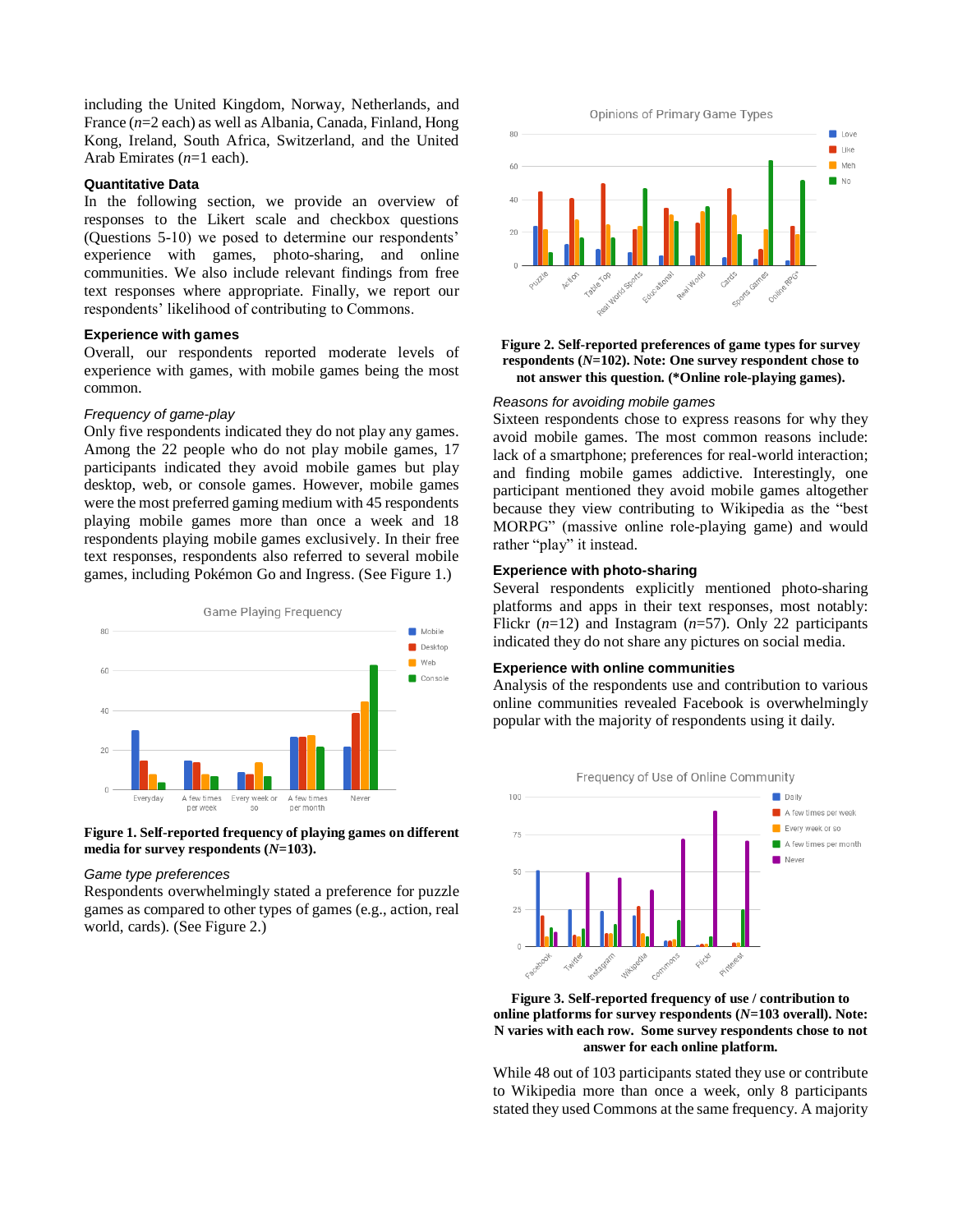including the United Kingdom, Norway, Netherlands, and France (*n*=2 each) as well as Albania, Canada, Finland, Hong Kong, Ireland, South Africa, Switzerland, and the United Arab Emirates (*n*=1 each).

### Quantitative Data

In the following section, we provide an overview of responses to the Likert scale and checkbox questions (Questions 5-10) we posed to determine our respondents' experience with games, photo-sharing, and online communities. We also include relevant findings from free text responses where appropriate. Finally, we report our respondents' likelihood of contributing to Commons.

### Experience with games

Overall, our respondents reported moderate levels of experience with games, with mobile games being the most common.

*Frequency of game-play*

Only five respondents indicated they do not play any games. Among the 22 people who do not play mobile games, 17 participants indicated they avoid mobile games but play desktop, web, or console games. However, mobile games were the most preferred gaming medium with 45 respondents playing mobile games more than once a week and 18 respondents playing mobile games exclusively. In their free text responses, respondents also referred to several mobile games, including Pokémon Go and Ingress. (See Figure 1.)

Game Playing Frequency

80
60
40
20
0

Everyday
A few times per week
Every week or so
A few times per month
Never

Mobile
Desktop
Web
Console

**Figure 1. Self-reported frequency of playing games on different media for survey respondents (*N*=103).**

*Game type preferences*

Respondents overwhelmingly stated a preference for puzzle games as compared to other types of games (e.g., action, real world, cards). (See Figure 2.)

Opinions of Primary Game Types

80
60
40
20
0

Puzzle
Action
Table Top
Real World Sports
Educational
Real World
Cards
Sports Games
Online RPG*

Love
Like
Meh
No

**Figure 2. Self-reported preferences of game types for survey respondents (*N*=102). Note: One survey respondent chose to not answer this question. (\*Online role-playing games).**

*Reasons for avoiding mobile games*

Sixteen respondents chose to express reasons for why they avoid mobile games. The most common reasons include: lack of a smartphone; preferences for real-world interaction; and finding mobile games addictive. Interestingly, one participant mentioned they avoid mobile games altogether because they view contributing to Wikipedia as the "best MORPG" (massive online role-playing game) and would rather "play" it instead.

### Experience with photo-sharing

Several respondents explicitly mentioned photo-sharing platforms and apps in their text responses, most notably: Flickr (*n*=12) and Instagram (*n*=57). Only 22 participants indicated they do not share any pictures on social media.

### Experience with online communities

Analysis of the respondents use and contribution to various online communities revealed Facebook is overwhelmingly popular with the majority of respondents using it daily.

Frequency of Use of Online Community

100
75
50
25
0

Facebook
Twitter
Instagram
Wikipedia
Commons
Flickr
Pinterest

Daily
A few times per week
Every week or so
A few times per month
Never

**Figure 3. Self-reported frequency of use / contribution to online platforms for survey respondents (*N*=103 overall). Note: N varies with each row. Some survey respondents chose to not answer for each online platform.**

While 48 out of 103 participants stated they use or contribute to Wikipedia more than once a week, only 8 participants stated they used Commons at the same frequency. A majority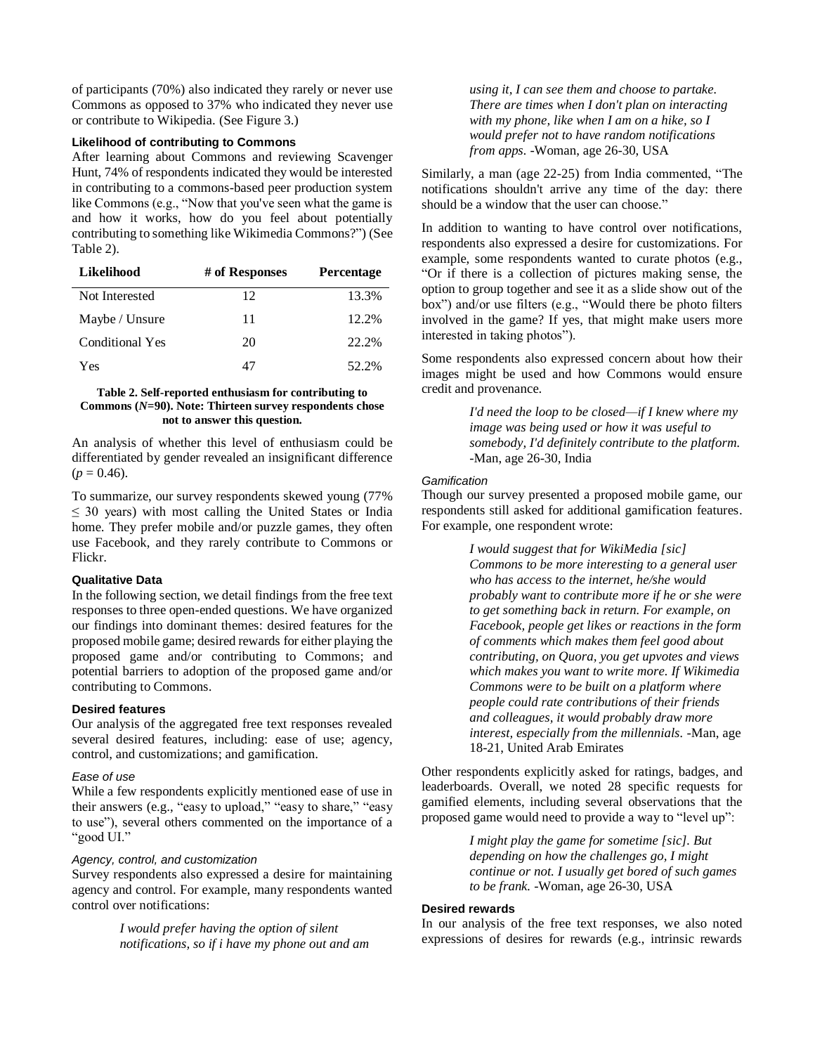of participants (70%) also indicated they rarely or never use Commons as opposed to 37% who indicated they never use or contribute to Wikipedia. (See Figure 3.)

#### Likelihood of contributing to Commons

After learning about Commons and reviewing Scavenger Hunt, 74% of respondents indicated they would be interested in contributing to a commons-based peer production system like Commons (e.g., "Now that you've seen what the game is and how it works, how do you feel about potentially contributing to something like Wikimedia Commons?") (See Table 2).

| Likelihood | # of Responses | Percentage |
| --- | --- | --- |
| Not Interested | 12 | 13.3% |
| Maybe / Unsure | 11 | 12.2% |
| Conditional Yes | 20 | 22.2% |
| Yes | 47 | 52.2% |

**Table 2. Self-reported enthusiasm for contributing to Commons (*N*=90). Note: Thirteen survey respondents chose not to answer this question.**

An analysis of whether this level of enthusiasm could be differentiated by gender revealed an insignificant difference ($p = 0.46$).

To summarize, our survey respondents skewed young (77% $\leq$ 30 years) with most calling the United States or India home. They prefer mobile and/or puzzle games, they often use Facebook, and they rarely contribute to Commons or Flickr.

### Qualitative Data

In the following section, we detail findings from the free text responses to three open-ended questions. We have organized our findings into dominant themes: desired features for the proposed mobile game; desired rewards for either playing the proposed game and/or contributing to Commons; and potential barriers to adoption of the proposed game and/or contributing to Commons.

#### Desired features

Our analysis of the aggregated free text responses revealed several desired features, including: ease of use; agency, control, and customizations; and gamification.

##### *Ease of use*

While a few respondents explicitly mentioned ease of use in their answers (e.g., "easy to upload," "easy to share," "easy to use"), several others commented on the importance of a "good UI."

##### *Agency, control, and customization*

Survey respondents also expressed a desire for maintaining agency and control. For example, many respondents wanted control over notifications:

> *I would prefer having the option of silent notifications, so if i have my phone out and am using it, I can see them and choose to partake. There are times when I don't plan on interacting with my phone, like when I am on a hike, so I would prefer not to have random notifications from apps.* -Woman, age 26-30, USA

Similarly, a man (age 22-25) from India commented, "The notifications shouldn't arrive any time of the day: there should be a window that the user can choose."

In addition to wanting to have control over notifications, respondents also expressed a desire for customizations. For example, some respondents wanted to curate photos (e.g., "Or if there is a collection of pictures making sense, the option to group together and see it as a slide show out of the box") and/or use filters (e.g., "Would there be photo filters involved in the game? If yes, that might make users more interested in taking photos").

Some respondents also expressed concern about how their images might be used and how Commons would ensure credit and provenance.

> *I'd need the loop to be closed—if I knew where my image was being used or how it was useful to somebody, I'd definitely contribute to the platform.* -Man, age 26-30, India

##### *Gamification*

Though our survey presented a proposed mobile game, our respondents still asked for additional gamification features. For example, one respondent wrote:

> *I would suggest that for WikiMedia [sic] Commons to be more interesting to a general user who has access to the internet, he/she would probably want to contribute more if he or she were to get something back in return. For example, on Facebook, people get likes or reactions in the form of comments which makes them feel good about contributing, on Quora, you get upvotes and views which makes you want to write more. If Wikimedia Commons were to be built on a platform where people could rate contributions of their friends and colleagues, it would probably draw more interest, especially from the millennials.* -Man, age 18-21, United Arab Emirates

Other respondents explicitly asked for ratings, badges, and leaderboards. Overall, we noted 28 specific requests for gamified elements, including several observations that the proposed game would need to provide a way to "level up":

> *I might play the game for sometime [sic]. But depending on how the challenges go, I might continue or not. I usually get bored of such games to be frank.* -Woman, age 26-30, USA

#### Desired rewards

In our analysis of the free text responses, we also noted expressions of desires for rewards (e.g., intrinsic rewards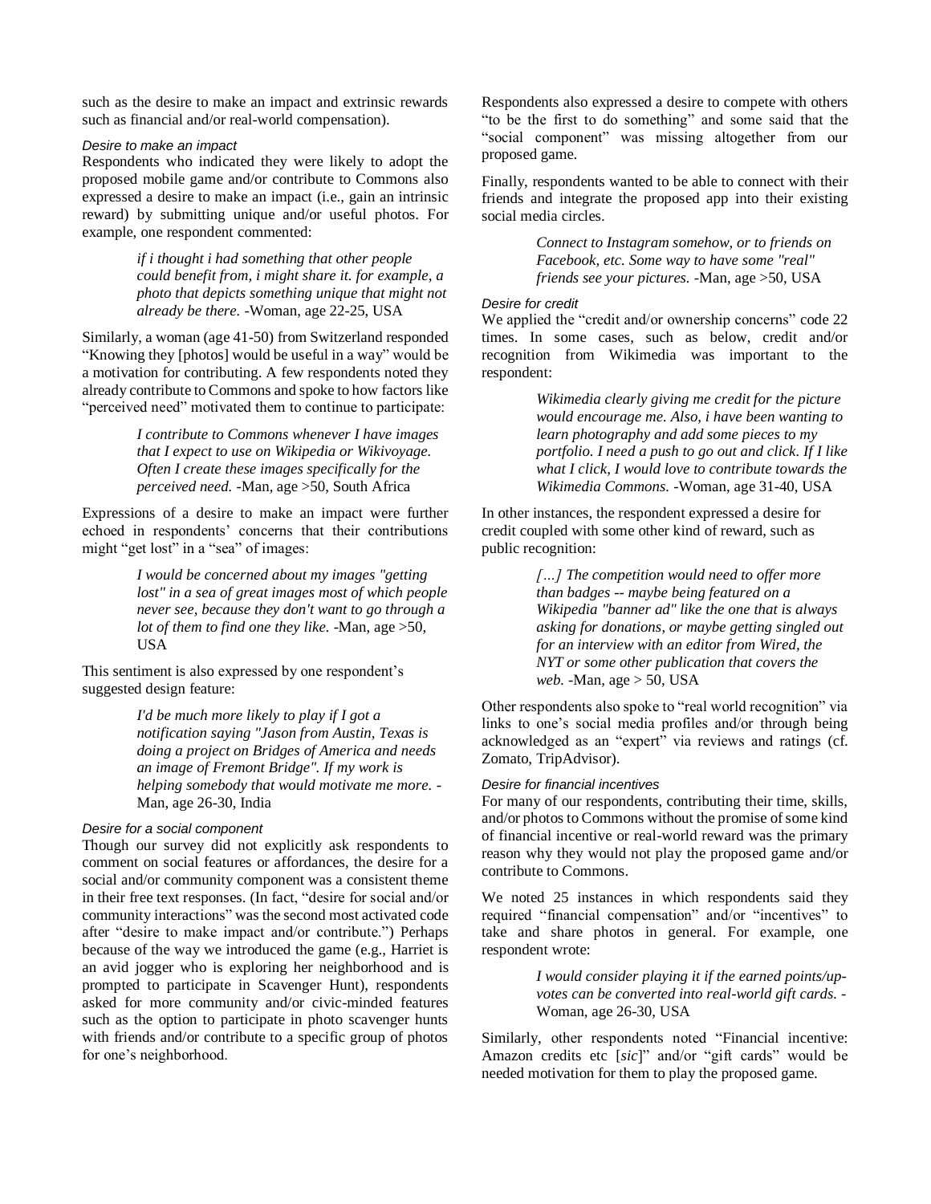such as the desire to make an impact and extrinsic rewards such as financial and/or real-world compensation).

#### *Desire to make an impact*

Respondents who indicated they were likely to adopt the proposed mobile game and/or contribute to Commons also expressed a desire to make an impact (i.e., gain an intrinsic reward) by submitting unique and/or useful photos. For example, one respondent commented:

> *if i thought i had something that other people could benefit from, i might share it. for example, a photo that depicts something unique that might not already be there.* -Woman, age 22-25, USA

Similarly, a woman (age 41-50) from Switzerland responded "Knowing they [photos] would be useful in a way" would be a motivation for contributing. A few respondents noted they already contribute to Commons and spoke to how factors like "perceived need" motivated them to continue to participate:

> *I contribute to Commons whenever I have images that I expect to use on Wikipedia or Wikivoyage. Often I create these images specifically for the perceived need.* -Man, age >50, South Africa

Expressions of a desire to make an impact were further echoed in respondents' concerns that their contributions might "get lost" in a "sea" of images:

> *I would be concerned about my images "getting lost" in a sea of great images most of which people never see, because they don't want to go through a lot of them to find one they like.* -Man, age >50, USA

This sentiment is also expressed by one respondent's suggested design feature:

> *I'd be much more likely to play if I got a notification saying "Jason from Austin, Texas is doing a project on Bridges of America and needs an image of Fremont Bridge". If my work is helping somebody that would motivate me more.* -Man, age 26-30, India

#### *Desire for a social component*

Though our survey did not explicitly ask respondents to comment on social features or affordances, the desire for a social and/or community component was a consistent theme in their free text responses. (In fact, "desire for social and/or community interactions" was the second most activated code after "desire to make impact and/or contribute.") Perhaps because of the way we introduced the game (e.g., Harriet is an avid jogger who is exploring her neighborhood and is prompted to participate in Scavenger Hunt), respondents asked for more community and/or civic-minded features such as the option to participate in photo scavenger hunts with friends and/or contribute to a specific group of photos for one's neighborhood.

Respondents also expressed a desire to compete with others "to be the first to do something" and some said that the "social component" was missing altogether from our proposed game.

Finally, respondents wanted to be able to connect with their friends and integrate the proposed app into their existing social media circles.

> *Connect to Instagram somehow, or to friends on Facebook, etc. Some way to have some "real" friends see your pictures.* -Man, age >50, USA

#### *Desire for credit*

We applied the "credit and/or ownership concerns" code 22 times. In some cases, such as below, credit and/or recognition from Wikimedia was important to the respondent:

> *Wikimedia clearly giving me credit for the picture would encourage me. Also, i have been wanting to learn photography and add some pieces to my portfolio. I need a push to go out and click. If I like what I click, I would love to contribute towards the Wikimedia Commons.* -Woman, age 31-40, USA

In other instances, the respondent expressed a desire for credit coupled with some other kind of reward, such as public recognition:

> *[…] The competition would need to offer more than badges -- maybe being featured on a Wikipedia "banner ad" like the one that is always asking for donations, or maybe getting singled out for an interview with an editor from Wired, the NYT or some other publication that covers the web.* -Man, age > 50, USA

Other respondents also spoke to "real world recognition" via links to one's social media profiles and/or through being acknowledged as an "expert" via reviews and ratings (cf. Zomato, TripAdvisor).

#### *Desire for financial incentives*

For many of our respondents, contributing their time, skills, and/or photos to Commons without the promise of some kind of financial incentive or real-world reward was the primary reason why they would not play the proposed game and/or contribute to Commons.

We noted 25 instances in which respondents said they required "financial compensation" and/or "incentives" to take and share photos in general. For example, one respondent wrote:

> *I would consider playing it if the earned points/up-votes can be converted into real-world gift cards.* -Woman, age 26-30, USA

Similarly, other respondents noted "Financial incentive: Amazon credits etc [*sic*]" and/or "gift cards" would be needed motivation for them to play the proposed game.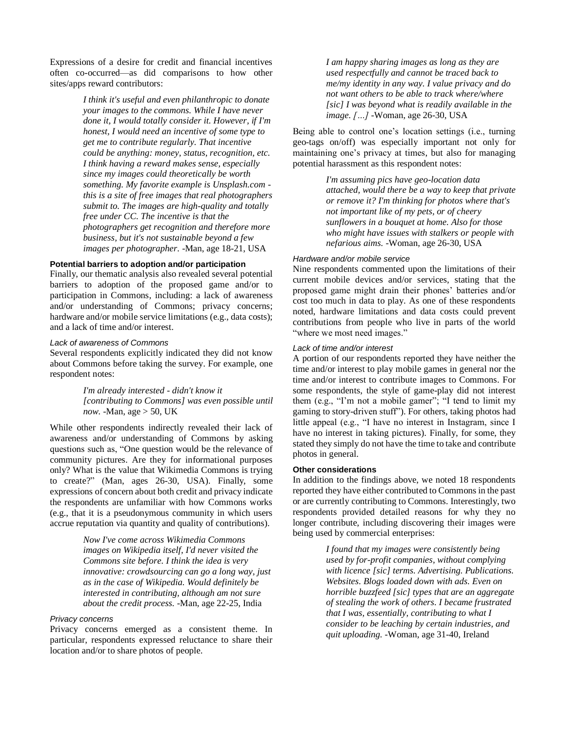Expressions of a desire for credit and financial incentives often co-occurred—as did comparisons to how other sites/apps reward contributors:

> *I think it's useful and even philanthropic to donate your images to the commons. While I have never done it, I would totally consider it. However, if I'm honest, I would need an incentive of some type to get me to contribute regularly. That incentive could be anything: money, status, recognition, etc. I think having a reward makes sense, especially since my images could theoretically be worth something. My favorite example is Unsplash.com - this is a site of free images that real photographers submit to. The images are high-quality and totally free under CC. The incentive is that the photographers get recognition and therefore more business, but it's not sustainable beyond a few images per photographer.* -Man, age 18-21, USA

#### Potential barriers to adoption and/or participation

Finally, our thematic analysis also revealed several potential barriers to adoption of the proposed game and/or to participation in Commons, including: a lack of awareness and/or understanding of Commons; privacy concerns; hardware and/or mobile service limitations (e.g., data costs); and a lack of time and/or interest.

##### *Lack of awareness of Commons*

Several respondents explicitly indicated they did not know about Commons before taking the survey. For example, one respondent notes:

> *I'm already interested - didn't know it [contributing to Commons] was even possible until now.* -Man, age > 50, UK

While other respondents indirectly revealed their lack of awareness and/or understanding of Commons by asking questions such as, "One question would be the relevance of community pictures. Are they for informational purposes only? What is the value that Wikimedia Commons is trying to create?" (Man, ages 26-30, USA). Finally, some expressions of concern about both credit and privacy indicate the respondents are unfamiliar with how Commons works (e.g., that it is a pseudonymous community in which users accrue reputation via quantity and quality of contributions).

> *Now I've come across Wikimedia Commons images on Wikipedia itself, I'd never visited the Commons site before. I think the idea is very innovative: crowdsourcing can go a long way, just as in the case of Wikipedia. Would definitely be interested in contributing, although am not sure about the credit process.* -Man, age 22-25, India

##### *Privacy concerns*

Privacy concerns emerged as a consistent theme. In particular, respondents expressed reluctance to share their location and/or to share photos of people.

> *I am happy sharing images as long as they are used respectfully and cannot be traced back to me/my identity in any way. I value privacy and do not want others to be able to track where/where [sic] I was beyond what is readily available in the image. […]* -Woman, age 26-30, USA

Being able to control one's location settings (i.e., turning geo-tags on/off) was especially important not only for maintaining one's privacy at times, but also for managing potential harassment as this respondent notes:

> *I'm assuming pics have geo-location data attached, would there be a way to keep that private or remove it? I'm thinking for photos where that's not important like of my pets, or of cheery sunflowers in a bouquet at home. Also for those who might have issues with stalkers or people with nefarious aims.* -Woman, age 26-30, USA

##### *Hardware and/or mobile service*

Nine respondents commented upon the limitations of their current mobile devices and/or services, stating that the proposed game might drain their phones' batteries and/or cost too much in data to play. As one of these respondents noted, hardware limitations and data costs could prevent contributions from people who live in parts of the world "where we most need images."

##### *Lack of time and/or interest*

A portion of our respondents reported they have neither the time and/or interest to play mobile games in general nor the time and/or interest to contribute images to Commons. For some respondents, the style of game-play did not interest them (e.g., "I'm not a mobile gamer"; "I tend to limit my gaming to story-driven stuff"). For others, taking photos had little appeal (e.g., "I have no interest in Instagram, since I have no interest in taking pictures). Finally, for some, they stated they simply do not have the time to take and contribute photos in general.

#### Other considerations

In addition to the findings above, we noted 18 respondents reported they have either contributed to Commons in the past or are currently contributing to Commons. Interestingly, two respondents provided detailed reasons for why they no longer contribute, including discovering their images were being used by commercial enterprises:

> *I found that my images were consistently being used by for-profit companies, without complying with licence [sic] terms. Advertising. Publications. Websites. Blogs loaded down with ads. Even on horrible buzzfeed [sic] types that are an aggregate of stealing the work of others. I became frustrated that I was, essentially, contributing to what I consider to be leaching by certain industries, and quit uploading.* -Woman, age 31-40, Ireland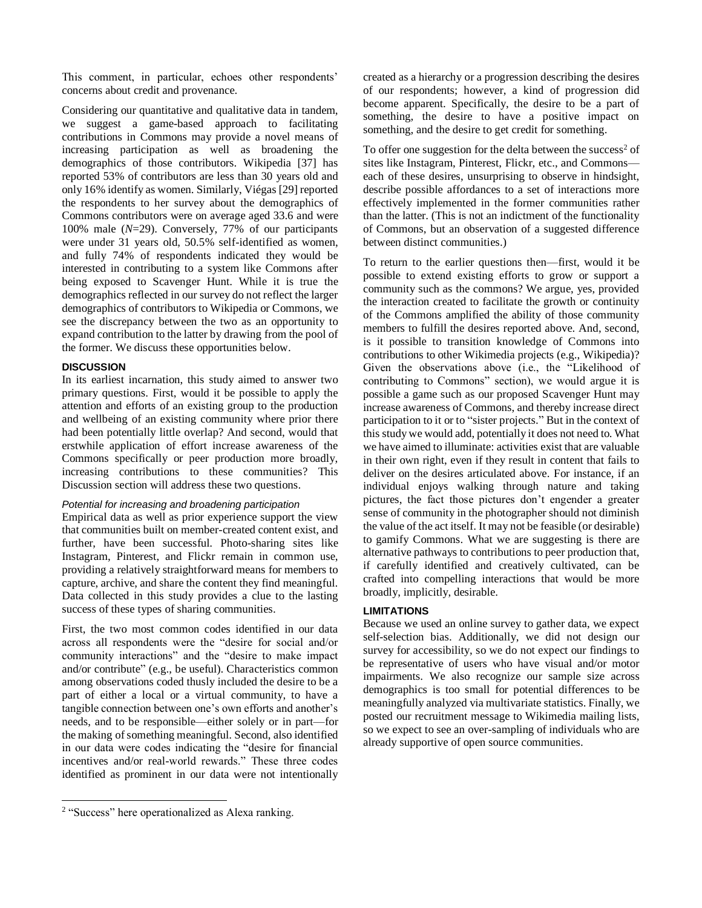This comment, in particular, echoes other respondents' concerns about credit and provenance.

Considering our quantitative and qualitative data in tandem, we suggest a game-based approach to facilitating contributions in Commons may provide a novel means of increasing participation as well as broadening the demographics of those contributors. Wikipedia [37] has reported 53% of contributors are less than 30 years old and only 16% identify as women. Similarly, Viégas [29] reported the respondents to her survey about the demographics of Commons contributors were on average aged 33.6 and were 100% male (*N*=29). Conversely, 77% of our participants were under 31 years old, 50.5% self-identified as women, and fully 74% of respondents indicated they would be interested in contributing to a system like Commons after being exposed to Scavenger Hunt. While it is true the demographics reflected in our survey do not reflect the larger demographics of contributors to Wikipedia or Commons, we see the discrepancy between the two as an opportunity to expand contribution to the latter by drawing from the pool of the former. We discuss these opportunities below.

## DISCUSSION

In its earliest incarnation, this study aimed to answer two primary questions. First, would it be possible to apply the attention and efforts of an existing group to the production and wellbeing of an existing community where prior there had been potentially little overlap? And second, would that erstwhile application of effort increase awareness of the Commons specifically or peer production more broadly, increasing contributions to these communities? This Discussion section will address these two questions.

### *Potential for increasing and broadening participation*

Empirical data as well as prior experience support the view that communities built on member-created content exist, and further, have been successful. Photo-sharing sites like Instagram, Pinterest, and Flickr remain in common use, providing a relatively straightforward means for members to capture, archive, and share the content they find meaningful. Data collected in this study provides a clue to the lasting success of these types of sharing communities.

First, the two most common codes identified in our data across all respondents were the "desire for social and/or community interactions" and the "desire to make impact and/or contribute" (e.g., be useful). Characteristics common among observations coded thusly included the desire to be a part of either a local or a virtual community, to have a tangible connection between one's own efforts and another's needs, and to be responsible—either solely or in part—for the making of something meaningful. Second, also identified in our data were codes indicating the "desire for financial incentives and/or real-world rewards." These three codes identified as prominent in our data were not intentionally created as a hierarchy or a progression describing the desires of our respondents; however, a kind of progression did become apparent. Specifically, the desire to be a part of something, the desire to have a positive impact on something, and the desire to get credit for something.

To offer one suggestion for the delta between the success[2] of sites like Instagram, Pinterest, Flickr, etc., and Commons—each of these desires, unsurprising to observe in hindsight, describe possible affordances to a set of interactions more effectively implemented in the former communities rather than the latter. (This is not an indictment of the functionality of Commons, but an observation of a suggested difference between distinct communities.)

To return to the earlier questions then—first, would it be possible to extend existing efforts to grow or support a community such as the commons? We argue, yes, provided the interaction created to facilitate the growth or continuity of the Commons amplified the ability of those community members to fulfill the desires reported above. And, second, is it possible to transition knowledge of Commons into contributions to other Wikimedia projects (e.g., Wikipedia)? Given the observations above (i.e., the "Likelihood of contributing to Commons" section), we would argue it is possible a game such as our proposed Scavenger Hunt may increase awareness of Commons, and thereby increase direct participation to it or to "sister projects." But in the context of this study we would add, potentially it does not need to. What we have aimed to illuminate: activities exist that are valuable in their own right, even if they result in content that fails to deliver on the desires articulated above. For instance, if an individual enjoys walking through nature and taking pictures, the fact those pictures don't engender a greater sense of community in the photographer should not diminish the value of the act itself. It may not be feasible (or desirable) to gamify Commons. What we are suggesting is there are alternative pathways to contributions to peer production that, if carefully identified and creatively cultivated, can be crafted into compelling interactions that would be more broadly, implicitly, desirable.

## LIMITATIONS

Because we used an online survey to gather data, we expect self-selection bias. Additionally, we did not design our survey for accessibility, so we do not expect our findings to be representative of users who have visual and/or motor impairments. We also recognize our sample size across demographics is too small for potential differences to be meaningfully analyzed via multivariate statistics. Finally, we posted our recruitment message to Wikimedia mailing lists, so we expect to see an over-sampling of individuals who are already supportive of open source communities.

---

[2] "Success" here operationalized as Alexa ranking.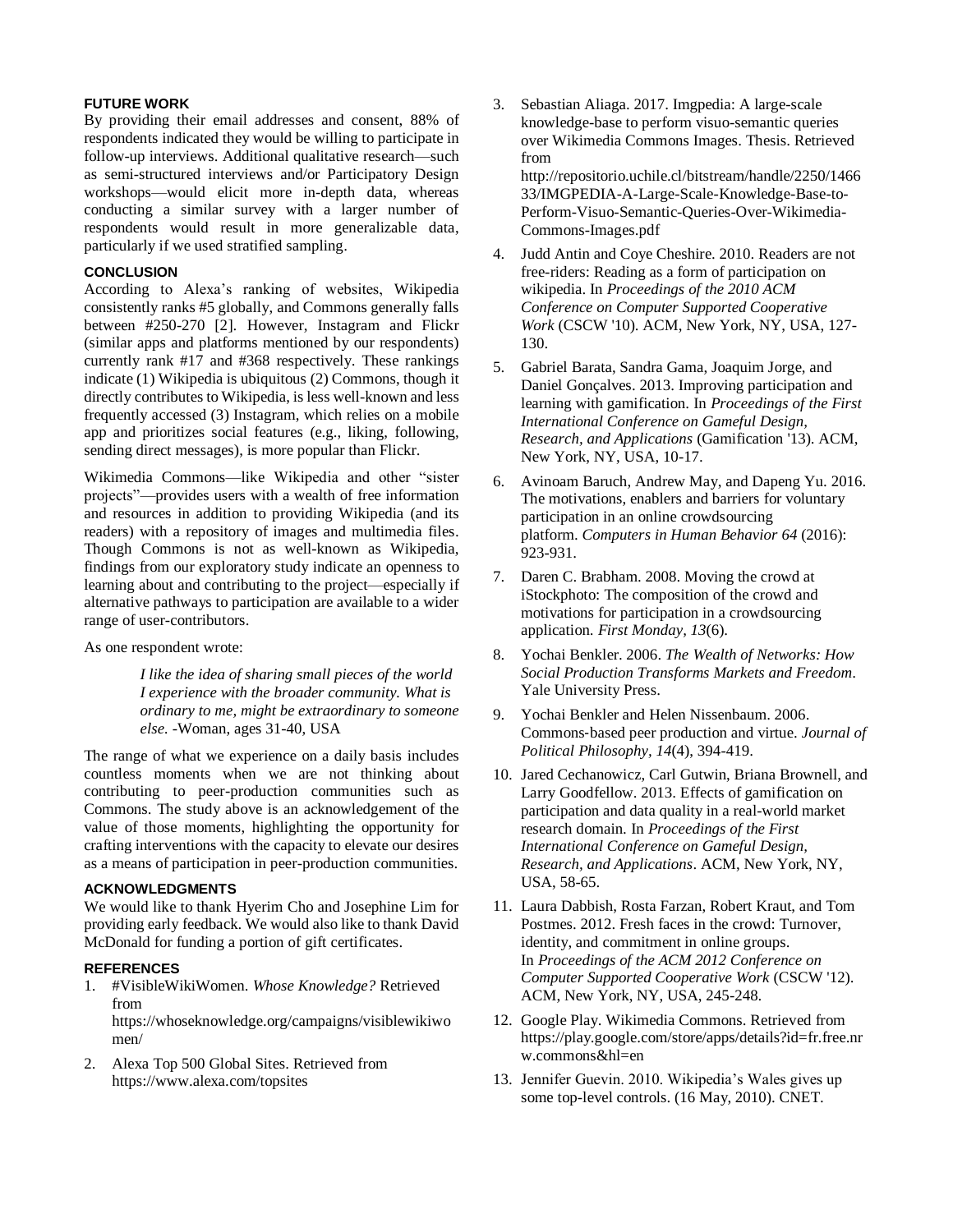## FUTURE WORK

By providing their email addresses and consent, 88% of respondents indicated they would be willing to participate in follow-up interviews. Additional qualitative research—such as semi-structured interviews and/or Participatory Design workshops—would elicit more in-depth data, whereas conducting a similar survey with a larger number of respondents would result in more generalizable data, particularly if we used stratified sampling.

## CONCLUSION

According to Alexa's ranking of websites, Wikipedia consistently ranks #5 globally, and Commons generally falls between #250-270 [2]. However, Instagram and Flickr (similar apps and platforms mentioned by our respondents) currently rank #17 and #368 respectively. These rankings indicate (1) Wikipedia is ubiquitous (2) Commons, though it directly contributes to Wikipedia, is less well-known and less frequently accessed (3) Instagram, which relies on a mobile app and prioritizes social features (e.g., liking, following, sending direct messages), is more popular than Flickr.

Wikimedia Commons—like Wikipedia and other "sister projects"—provides users with a wealth of free information and resources in addition to providing Wikipedia (and its readers) with a repository of images and multimedia files. Though Commons is not as well-known as Wikipedia, findings from our exploratory study indicate an openness to learning about and contributing to the project—especially if alternative pathways to participation are available to a wider range of user-contributors.

As one respondent wrote:

> *I like the idea of sharing small pieces of the world I experience with the broader community. What is ordinary to me, might be extraordinary to someone else.* -Woman, ages 31-40, USA

The range of what we experience on a daily basis includes countless moments when we are not thinking about contributing to peer-production communities such as Commons. The study above is an acknowledgement of the value of those moments, highlighting the opportunity for crafting interventions with the capacity to elevate our desires as a means of participation in peer-production communities.

## ACKNOWLEDGMENTS

We would like to thank Hyerim Cho and Josephine Lim for providing early feedback. We would also like to thank David McDonald for funding a portion of gift certificates.

## REFERENCES

1. #VisibleWikiWomen. *Whose Knowledge?* Retrieved from https://whoseknowledge.org/campaigns/visiblewikiwomen/
2. Alexa Top 500 Global Sites. Retrieved from https://www.alexa.com/topsites
3. Sebastian Aliaga. 2017. Imgpedia: A large-scale knowledge-base to perform visuo-semantic queries over Wikimedia Commons Images. Thesis. Retrieved from http://repositorio.uchile.cl/bitstream/handle/2250/146633/IMGPEDIA-A-Large-Scale-Knowledge-Base-to-Perform-Visuo-Semantic-Queries-Over-Wikimedia-Commons-Images.pdf
4. Judd Antin and Coye Cheshire. 2010. Readers are not free-riders: Reading as a form of participation on wikipedia. In *Proceedings of the 2010 ACM Conference on Computer Supported Cooperative Work* (CSCW '10). ACM, New York, NY, USA, 127-130.
5. Gabriel Barata, Sandra Gama, Joaquim Jorge, and Daniel Gonçalves. 2013. Improving participation and learning with gamification. In *Proceedings of the First International Conference on Gameful Design, Research, and Applications* (Gamification '13). ACM, New York, NY, USA, 10-17.
6. Avinoam Baruch, Andrew May, and Dapeng Yu. 2016. The motivations, enablers and barriers for voluntary participation in an online crowdsourcing platform. *Computers in Human Behavior 64* (2016): 923-931.
7. Daren C. Brabham. 2008. Moving the crowd at iStockphoto: The composition of the crowd and motivations for participation in a crowdsourcing application. *First Monday, 13*(6).
8. Yochai Benkler. 2006. *The Wealth of Networks: How Social Production Transforms Markets and Freedom*. Yale University Press.
9. Yochai Benkler and Helen Nissenbaum. 2006. Commons-based peer production and virtue. *Journal of Political Philosophy, 14*(4), 394-419.
10. Jared Cechanowicz, Carl Gutwin, Briana Brownell, and Larry Goodfellow. 2013. Effects of gamification on participation and data quality in a real-world market research domain. In *Proceedings of the First International Conference on Gameful Design, Research, and Applications*. ACM, New York, NY, USA, 58-65.
11. Laura Dabbish, Rosta Farzan, Robert Kraut, and Tom Postmes. 2012. Fresh faces in the crowd: Turnover, identity, and commitment in online groups. In *Proceedings of the ACM 2012 Conference on Computer Supported Cooperative Work* (CSCW '12). ACM, New York, NY, USA, 245-248.
12. Google Play. Wikimedia Commons. Retrieved from https://play.google.com/store/apps/details?id=fr.free.nrw.commons&hl=en
13. Jennifer Guevin. 2010. Wikipedia's Wales gives up some top-level controls. (16 May, 2010). CNET.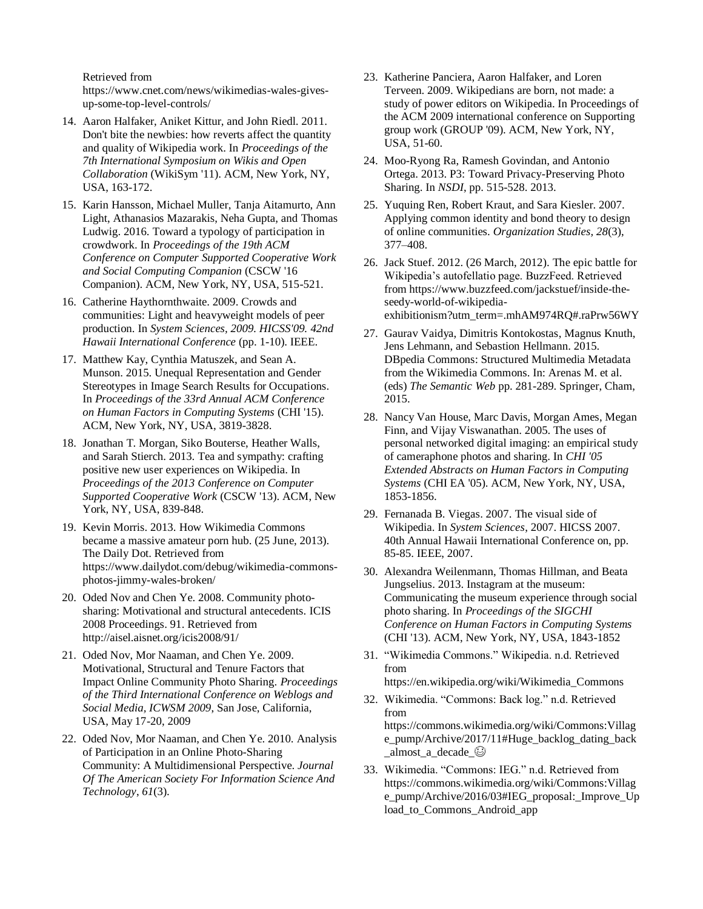Retrieved from https://www.cnet.com/news/wikimedias-wales-gives-up-some-top-level-controls/

14. Aaron Halfaker, Aniket Kittur, and John Riedl. 2011. Don't bite the newbies: how reverts affect the quantity and quality of Wikipedia work. In *Proceedings of the 7th International Symposium on Wikis and Open Collaboration* (WikiSym '11). ACM, New York, NY, USA, 163-172.
15. Karin Hansson, Michael Muller, Tanja Aitamurto, Ann Light, Athanasios Mazarakis, Neha Gupta, and Thomas Ludwig. 2016. Toward a typology of participation in crowdwork. In *Proceedings of the 19th ACM Conference on Computer Supported Cooperative Work and Social Computing Companion* (CSCW '16 Companion). ACM, New York, NY, USA, 515-521.
16. Catherine Haythornthwaite. 2009. Crowds and communities: Light and heavyweight models of peer production. In *System Sciences, 2009. HICSS'09. 42nd Hawaii International Conference* (pp. 1-10). IEEE.
17. Matthew Kay, Cynthia Matuszek, and Sean A. Munson. 2015. Unequal Representation and Gender Stereotypes in Image Search Results for Occupations. In *Proceedings of the 33rd Annual ACM Conference on Human Factors in Computing Systems* (CHI '15). ACM, New York, NY, USA, 3819-3828.
18. Jonathan T. Morgan, Siko Bouterse, Heather Walls, and Sarah Stierch. 2013. Tea and sympathy: crafting positive new user experiences on Wikipedia. In *Proceedings of the 2013 Conference on Computer Supported Cooperative Work* (CSCW '13). ACM, New York, NY, USA, 839-848.
19. Kevin Morris. 2013. How Wikimedia Commons became a massive amateur porn hub. (25 June, 2013). The Daily Dot. Retrieved from https://www.dailydot.com/debug/wikimedia-commons-photos-jimmy-wales-broken/
20. Oded Nov and Chen Ye. 2008. Community photo-sharing: Motivational and structural antecedents. ICIS 2008 Proceedings. 91. Retrieved from http://aisel.aisnet.org/icis2008/91/
21. Oded Nov, Mor Naaman, and Chen Ye. 2009. Motivational, Structural and Tenure Factors that Impact Online Community Photo Sharing. *Proceedings of the Third International Conference on Weblogs and Social Media, ICWSM 2009*, San Jose, California, USA, May 17-20, 2009
22. Oded Nov, Mor Naaman, and Chen Ye. 2010. Analysis of Participation in an Online Photo-Sharing Community: A Multidimensional Perspective. *Journal Of The American Society For Information Science And Technology*, *61*(3).
23. Katherine Panciera, Aaron Halfaker, and Loren Terveen. 2009. Wikipedians are born, not made: a study of power editors on Wikipedia. In Proceedings of the ACM 2009 international conference on Supporting group work (GROUP '09). ACM, New York, NY, USA, 51-60.
24. Moo-Ryong Ra, Ramesh Govindan, and Antonio Ortega. 2013. P3: Toward Privacy-Preserving Photo Sharing. In *NSDI*, pp. 515-528. 2013.
25. Yuquing Ren, Robert Kraut, and Sara Kiesler. 2007. Applying common identity and bond theory to design of online communities. *Organization Studies, 28*(3), 377–408.
26. Jack Stuef. 2012. (26 March, 2012). The epic battle for Wikipedia's autofellatio page. BuzzFeed. Retrieved from https://www.buzzfeed.com/jackstuef/inside-the-seedy-world-of-wikipedia-exhibitionism?utm_term=.mhAM974RQ#.raPrw56WY
27. Gaurav Vaidya, Dimitris Kontokostas, Magnus Knuth, Jens Lehmann, and Sebastion Hellmann. 2015. DBpedia Commons: Structured Multimedia Metadata from the Wikimedia Commons. In: Arenas M. et al. (eds) *The Semantic Web* pp. 281-289. Springer, Cham, 2015.
28. Nancy Van House, Marc Davis, Morgan Ames, Megan Finn, and Vijay Viswanathan. 2005. The uses of personal networked digital imaging: an empirical study of cameraphone photos and sharing. In *CHI '05 Extended Abstracts on Human Factors in Computing Systems* (CHI EA '05). ACM, New York, NY, USA, 1853-1856.
29. Fernanada B. Viegas. 2007. The visual side of Wikipedia. In *System Sciences*, 2007. HICSS 2007. 40th Annual Hawaii International Conference on, pp. 85-85. IEEE, 2007.
30. Alexandra Weilenmann, Thomas Hillman, and Beata Jungselius. 2013. Instagram at the museum: Communicating the museum experience through social photo sharing. In *Proceedings of the SIGCHI Conference on Human Factors in Computing Systems* (CHI '13). ACM, New York, NY, USA, 1843-1852
31. "Wikimedia Commons." Wikipedia. n.d. Retrieved from https://en.wikipedia.org/wiki/Wikimedia_Commons
32. Wikimedia. "Commons: Back log." n.d. Retrieved from https://commons.wikimedia.org/wiki/Commons:Village_pump/Archive/2017/11#Huge_backlog_dating_back_almost_a_decade_☺
33. Wikimedia. "Commons: IEG." n.d. Retrieved from https://commons.wikimedia.org/wiki/Commons:Village_pump/Archive/2016/03#IEG_proposal:_Improve_Upload_to_Commons_Android_app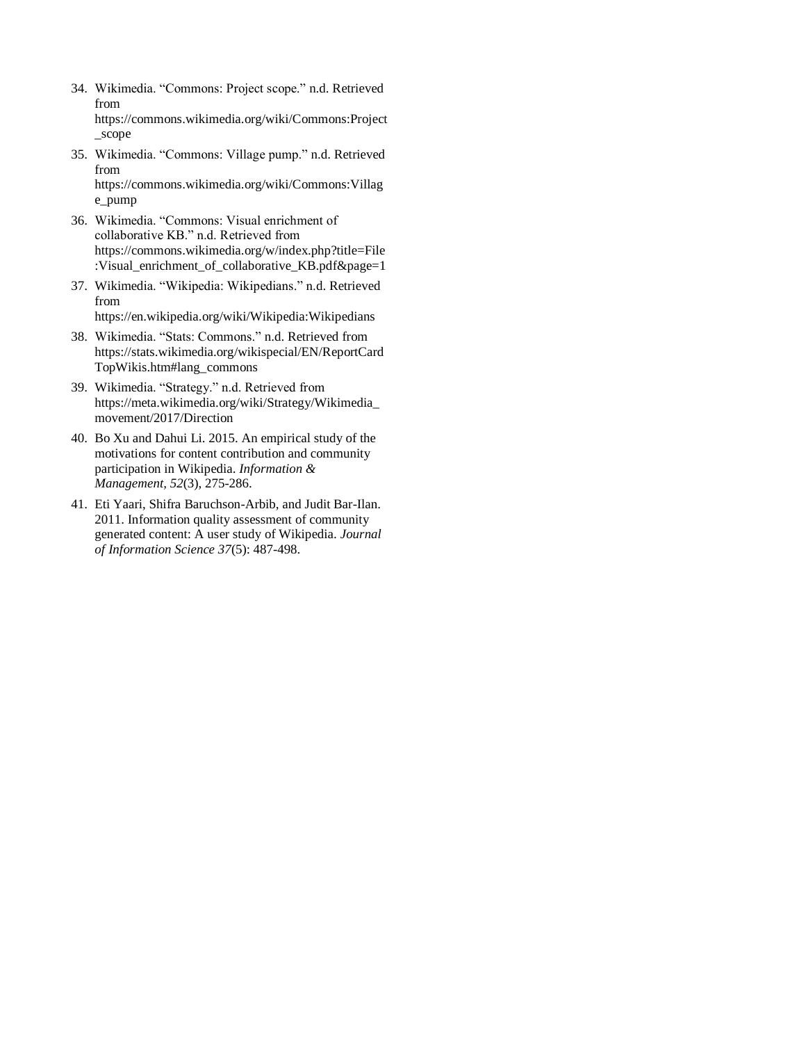34. Wikimedia. "Commons: Project scope." n.d. Retrieved from https://commons.wikimedia.org/wiki/Commons:Project_scope
35. Wikimedia. "Commons: Village pump." n.d. Retrieved from https://commons.wikimedia.org/wiki/Commons:Village_pump
36. Wikimedia. "Commons: Visual enrichment of collaborative KB." n.d. Retrieved from https://commons.wikimedia.org/w/index.php?title=File:Visual_enrichment_of_collaborative_KB.pdf&page=1
37. Wikimedia. "Wikipedia: Wikipedians." n.d. Retrieved from https://en.wikipedia.org/wiki/Wikipedia:Wikipedians
38. Wikimedia. "Stats: Commons." n.d. Retrieved from https://stats.wikimedia.org/wikispecial/EN/ReportCardTopWikis.htm#lang_commons
39. Wikimedia. "Strategy." n.d. Retrieved from https://meta.wikimedia.org/wiki/Strategy/Wikimedia_movement/2017/Direction
40. Bo Xu and Dahui Li. 2015. An empirical study of the motivations for content contribution and community participation in Wikipedia. *Information & Management, 52*(3), 275-286.
41. Eti Yaari, Shifra Baruchson-Arbib, and Judit Bar-Ilan. 2011. Information quality assessment of community generated content: A user study of Wikipedia. *Journal of Information Science 37*(5): 487-498.